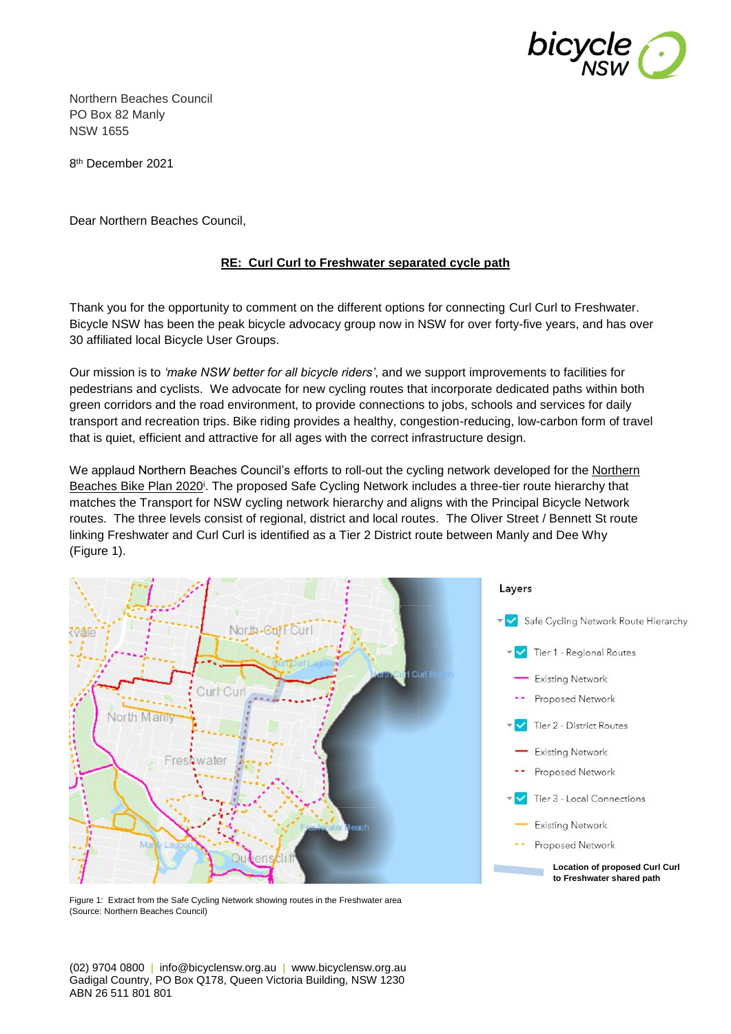Northern Beaches Council
PO Box 82 Manly
NSW 1655

8th December 2021

Dear Northern Beaches Council,

**RE: Curl Curl to Freshwater separated cycle path**

Thank you for the opportunity to comment on the different options for connecting Curl Curl to Freshwater. Bicycle NSW has been the peak bicycle advocacy group now in NSW for over forty-five years, and has over 30 affiliated local Bicycle User Groups.

Our mission is to *'make NSW better for all bicycle riders'*, and we support improvements to facilities for pedestrians and cyclists. We advocate for new cycling routes that incorporate dedicated paths within both green corridors and the road environment, to provide connections to jobs, schools and services for daily transport and recreation trips. Bike riding provides a healthy, congestion-reducing, low-carbon form of travel that is quiet, efficient and attractive for all ages with the correct infrastructure design.

We applaud Northern Beaches Council's efforts to roll-out the cycling network developed for the Northern Beaches Bike Plan 2020[i]. The proposed Safe Cycling Network includes a three-tier route hierarchy that matches the Transport for NSW cycling network hierarchy and aligns with the Principal Bicycle Network routes. The three levels consist of regional, district and local routes. The Oliver Street / Bennett St route linking Freshwater and Curl Curl is identified as a Tier 2 District route between Manly and Dee Why (Figure 1).

Figure 1: Extract from the Safe Cycling Network showing routes in the Freshwater area
(Source: Northern Beaches Council)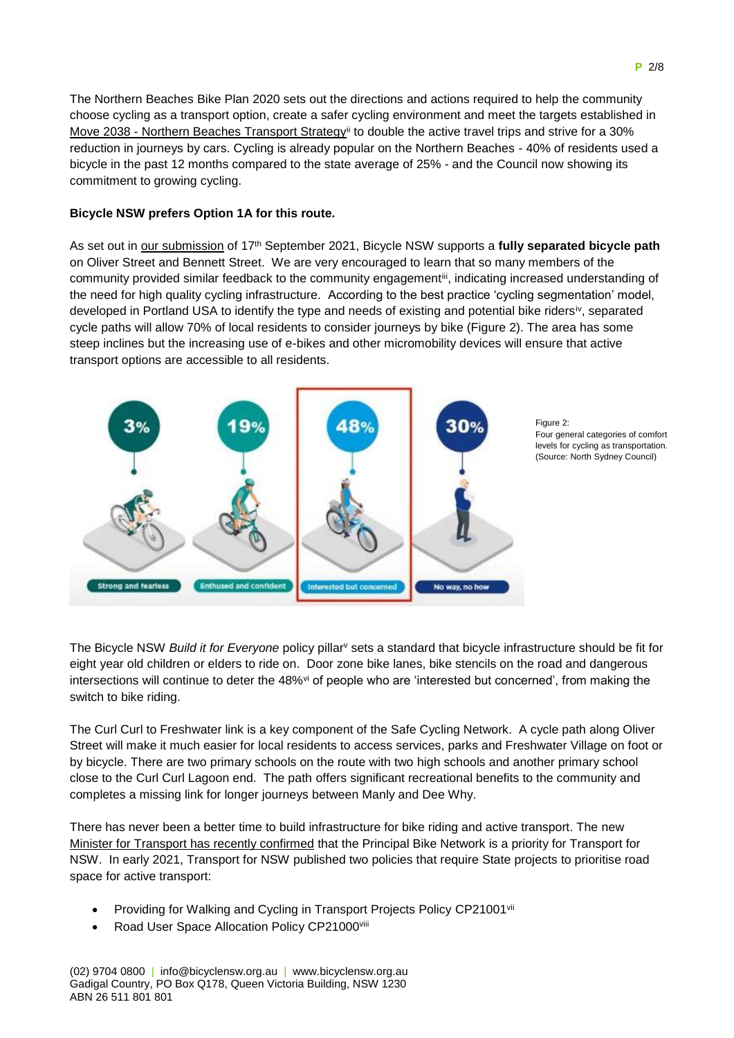The Northern Beaches Bike Plan 2020 sets out the directions and actions required to help the community choose cycling as a transport option, create a safer cycling environment and meet the targets established in Move 2038 - Northern Beaches Transport Strategy[ii] to double the active travel trips and strive for a 30% reduction in journeys by cars. Cycling is already popular on the Northern Beaches - 40% of residents used a bicycle in the past 12 months compared to the state average of 25% - and the Council now showing its commitment to growing cycling.

**Bicycle NSW prefers Option 1A for this route.**

As set out in our submission of 17th September 2021, Bicycle NSW supports a **fully separated bicycle path** on Oliver Street and Bennett Street. We are very encouraged to learn that so many members of the community provided similar feedback to the community engagement[iii], indicating increased understanding of the need for high quality cycling infrastructure. According to the best practice 'cycling segmentation' model, developed in Portland USA to identify the type and needs of existing and potential bike riders[iv], separated cycle paths will allow 70% of local residents to consider journeys by bike (Figure 2). The area has some steep inclines but the increasing use of e-bikes and other micromobility devices will ensure that active transport options are accessible to all residents.

3% Strong and fearless | 19% Enthused and confident | 48% Interested but concerned | 30% No way, no how

Figure 2:
Four general categories of comfort levels for cycling as transportation. (Source: North Sydney Council)

The Bicycle NSW *Build it for Everyone* policy pillar[v] sets a standard that bicycle infrastructure should be fit for eight year old children or elders to ride on. Door zone bike lanes, bike stencils on the road and dangerous intersections will continue to deter the 48%[vi] of people who are 'interested but concerned', from making the switch to bike riding.

The Curl Curl to Freshwater link is a key component of the Safe Cycling Network. A cycle path along Oliver Street will make it much easier for local residents to access services, parks and Freshwater Village on foot or by bicycle. There are two primary schools on the route with two high schools and another primary school close to the Curl Curl Lagoon end. The path offers significant recreational benefits to the community and completes a missing link for longer journeys between Manly and Dee Why.

There has never been a better time to build infrastructure for bike riding and active transport. The new Minister for Transport has recently confirmed that the Principal Bike Network is a priority for Transport for NSW. In early 2021, Transport for NSW published two policies that require State projects to prioritise road space for active transport:

- Providing for Walking and Cycling in Transport Projects Policy CP21001[vii]
- Road User Space Allocation Policy CP21000[viii]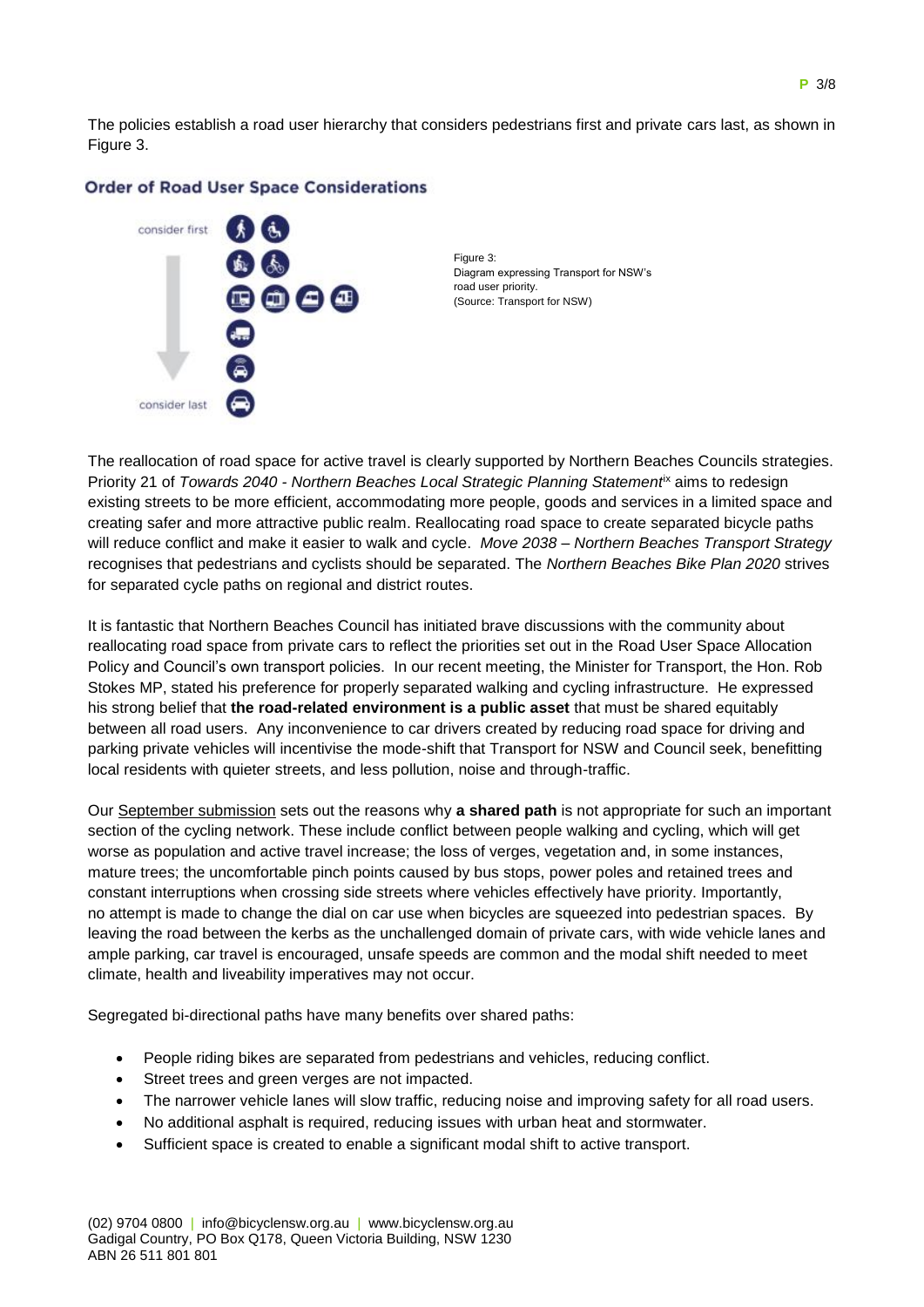The policies establish a road user hierarchy that considers pedestrians first and private cars last, as shown in Figure 3.

**Order of Road User Space Considerations**

consider first

consider last

Figure 3:
Diagram expressing Transport for NSW's road user priority.
(Source: Transport for NSW)

The reallocation of road space for active travel is clearly supported by Northern Beaches Councils strategies. Priority 21 of *Towards 2040 - Northern Beaches Local Strategic Planning Statement*[ix] aims to redesign existing streets to be more efficient, accommodating more people, goods and services in a limited space and creating safer and more attractive public realm. Reallocating road space to create separated bicycle paths will reduce conflict and make it easier to walk and cycle. *Move 2038 – Northern Beaches Transport Strategy* recognises that pedestrians and cyclists should be separated. The *Northern Beaches Bike Plan 2020* strives for separated cycle paths on regional and district routes.

It is fantastic that Northern Beaches Council has initiated brave discussions with the community about reallocating road space from private cars to reflect the priorities set out in the Road User Space Allocation Policy and Council's own transport policies. In our recent meeting, the Minister for Transport, the Hon. Rob Stokes MP, stated his preference for properly separated walking and cycling infrastructure. He expressed his strong belief that **the road-related environment is a public asset** that must be shared equitably between all road users. Any inconvenience to car drivers created by reducing road space for driving and parking private vehicles will incentivise the mode-shift that Transport for NSW and Council seek, benefitting local residents with quieter streets, and less pollution, noise and through-traffic.

Our September submission sets out the reasons why **a shared path** is not appropriate for such an important section of the cycling network. These include conflict between people walking and cycling, which will get worse as population and active travel increase; the loss of verges, vegetation and, in some instances, mature trees; the uncomfortable pinch points caused by bus stops, power poles and retained trees and constant interruptions when crossing side streets where vehicles effectively have priority. Importantly, no attempt is made to change the dial on car use when bicycles are squeezed into pedestrian spaces. By leaving the road between the kerbs as the unchallenged domain of private cars, with wide vehicle lanes and ample parking, car travel is encouraged, unsafe speeds are common and the modal shift needed to meet climate, health and liveability imperatives may not occur.

Segregated bi-directional paths have many benefits over shared paths:

- People riding bikes are separated from pedestrians and vehicles, reducing conflict.
- Street trees and green verges are not impacted.
- The narrower vehicle lanes will slow traffic, reducing noise and improving safety for all road users.
- No additional asphalt is required, reducing issues with urban heat and stormwater.
- Sufficient space is created to enable a significant modal shift to active transport.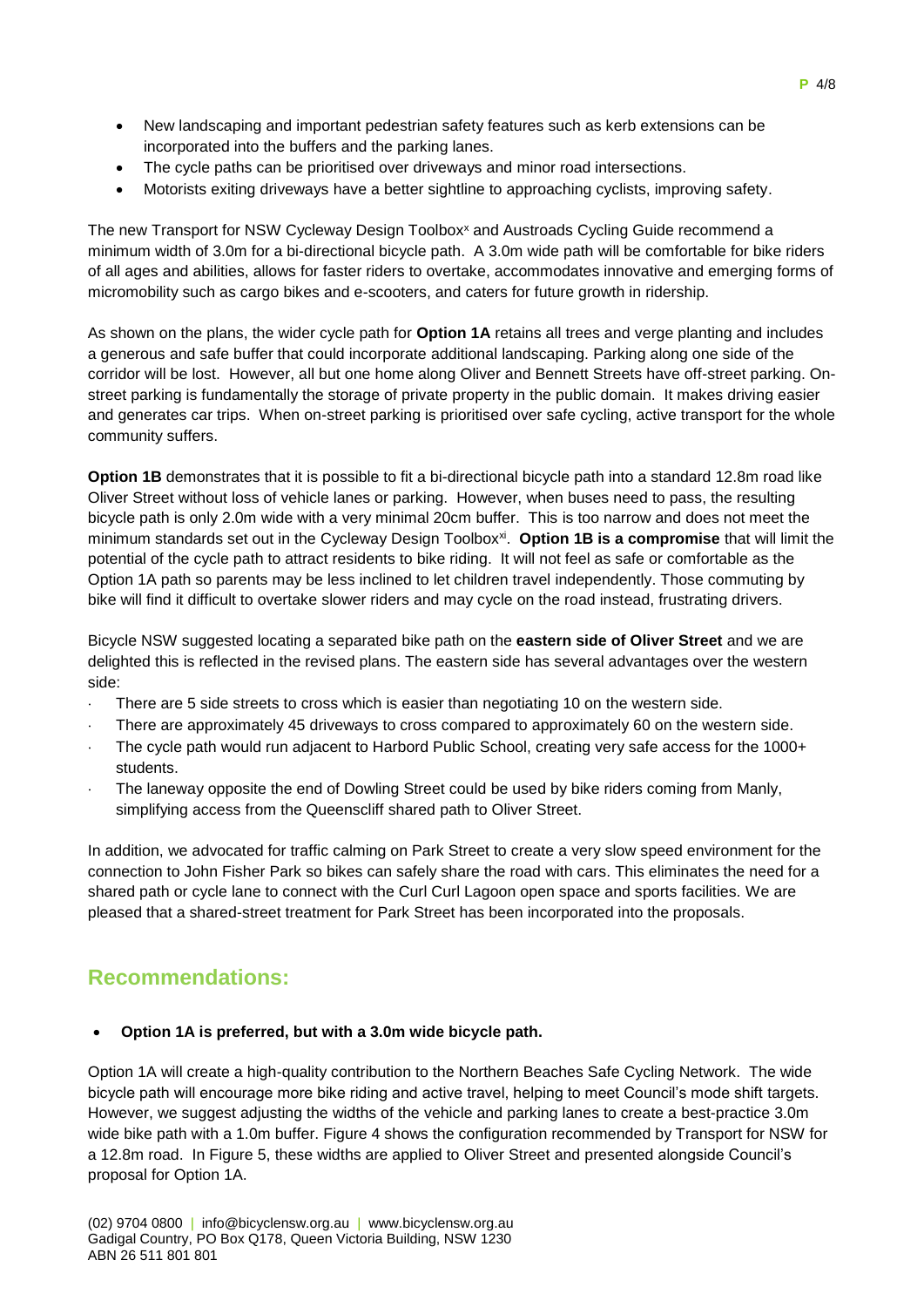- New landscaping and important pedestrian safety features such as kerb extensions can be incorporated into the buffers and the parking lanes.
- The cycle paths can be prioritised over driveways and minor road intersections.
- Motorists exiting driveways have a better sightline to approaching cyclists, improving safety.

The new Transport for NSW Cycleway Design Toolbox[x] and Austroads Cycling Guide recommend a minimum width of 3.0m for a bi-directional bicycle path. A 3.0m wide path will be comfortable for bike riders of all ages and abilities, allows for faster riders to overtake, accommodates innovative and emerging forms of micromobility such as cargo bikes and e-scooters, and caters for future growth in ridership.

As shown on the plans, the wider cycle path for **Option 1A** retains all trees and verge planting and includes a generous and safe buffer that could incorporate additional landscaping. Parking along one side of the corridor will be lost. However, all but one home along Oliver and Bennett Streets have off-street parking. On-street parking is fundamentally the storage of private property in the public domain. It makes driving easier and generates car trips. When on-street parking is prioritised over safe cycling, active transport for the whole community suffers.

**Option 1B** demonstrates that it is possible to fit a bi-directional bicycle path into a standard 12.8m road like Oliver Street without loss of vehicle lanes or parking. However, when buses need to pass, the resulting bicycle path is only 2.0m wide with a very minimal 20cm buffer. This is too narrow and does not meet the minimum standards set out in the Cycleway Design Toolbox[xi]. **Option 1B is a compromise** that will limit the potential of the cycle path to attract residents to bike riding. It will not feel as safe or comfortable as the Option 1A path so parents may be less inclined to let children travel independently. Those commuting by bike will find it difficult to overtake slower riders and may cycle on the road instead, frustrating drivers.

Bicycle NSW suggested locating a separated bike path on the **eastern side of Oliver Street** and we are delighted this is reflected in the revised plans. The eastern side has several advantages over the western side:

- There are 5 side streets to cross which is easier than negotiating 10 on the western side.
- There are approximately 45 driveways to cross compared to approximately 60 on the western side.
- The cycle path would run adjacent to Harbord Public School, creating very safe access for the 1000+ students.
- The laneway opposite the end of Dowling Street could be used by bike riders coming from Manly, simplifying access from the Queenscliff shared path to Oliver Street.

In addition, we advocated for traffic calming on Park Street to create a very slow speed environment for the connection to John Fisher Park so bikes can safely share the road with cars. This eliminates the need for a shared path or cycle lane to connect with the Curl Curl Lagoon open space and sports facilities. We are pleased that a shared-street treatment for Park Street has been incorporated into the proposals.

## Recommendations:

- **Option 1A is preferred, but with a 3.0m wide bicycle path.**

Option 1A will create a high-quality contribution to the Northern Beaches Safe Cycling Network. The wide bicycle path will encourage more bike riding and active travel, helping to meet Council's mode shift targets. However, we suggest adjusting the widths of the vehicle and parking lanes to create a best-practice 3.0m wide bike path with a 1.0m buffer. Figure 4 shows the configuration recommended by Transport for NSW for a 12.8m road. In Figure 5, these widths are applied to Oliver Street and presented alongside Council's proposal for Option 1A.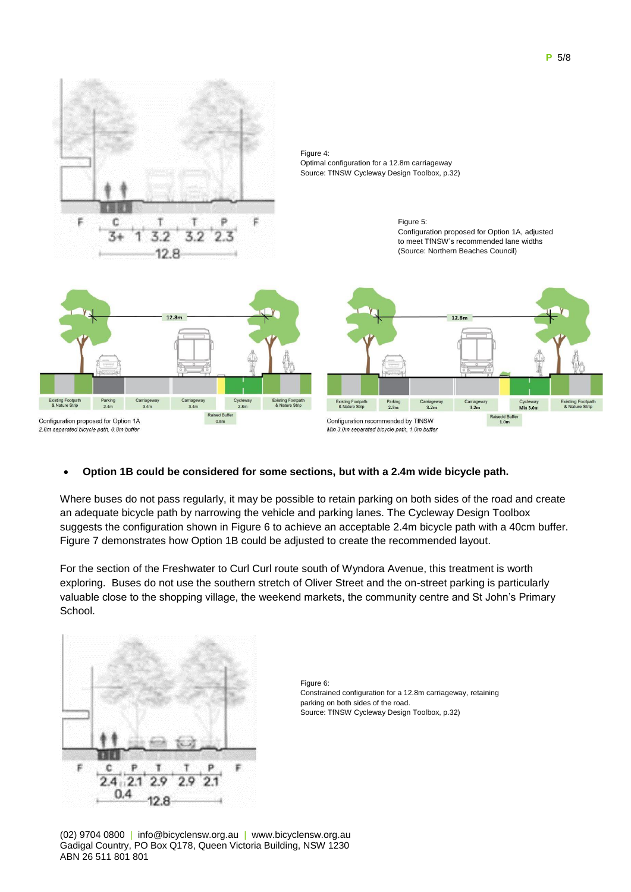Figure 4:
Optimal configuration for a 12.8m carriageway
Source: TfNSW Cycleway Design Toolbox, p.32)

Figure 5:
Configuration proposed for Option 1A, adjusted to meet TfNSW's recommended lane widths
(Source: Northern Beaches Council)

Configuration proposed for Option 1A
*2.8m separated bicycle path, 0.8m buffer*

Configuration recommended by TfNSW
*Min 3.0m separated bicycle path, 1.0m buffer*

- **Option 1B could be considered for some sections, but with a 2.4m wide bicycle path.**

Where buses do not pass regularly, it may be possible to retain parking on both sides of the road and create an adequate bicycle path by narrowing the vehicle and parking lanes. The Cycleway Design Toolbox suggests the configuration shown in Figure 6 to achieve an acceptable 2.4m bicycle path with a 40cm buffer. Figure 7 demonstrates how Option 1B could be adjusted to create the recommended layout.

For the section of the Freshwater to Curl Curl route south of Wyndora Avenue, this treatment is worth exploring. Buses do not use the southern stretch of Oliver Street and the on-street parking is particularly valuable close to the shopping village, the weekend markets, the community centre and St John's Primary School.

Figure 6:
Constrained configuration for a 12.8m carriageway, retaining parking on both sides of the road.
Source: TfNSW Cycleway Design Toolbox, p.32)

(02) 9704 0800 | info@bicyclensw.org.au | www.bicyclensw.org.au
Gadigal Country, PO Box Q178, Queen Victoria Building, NSW 1230
ABN 26 511 801 801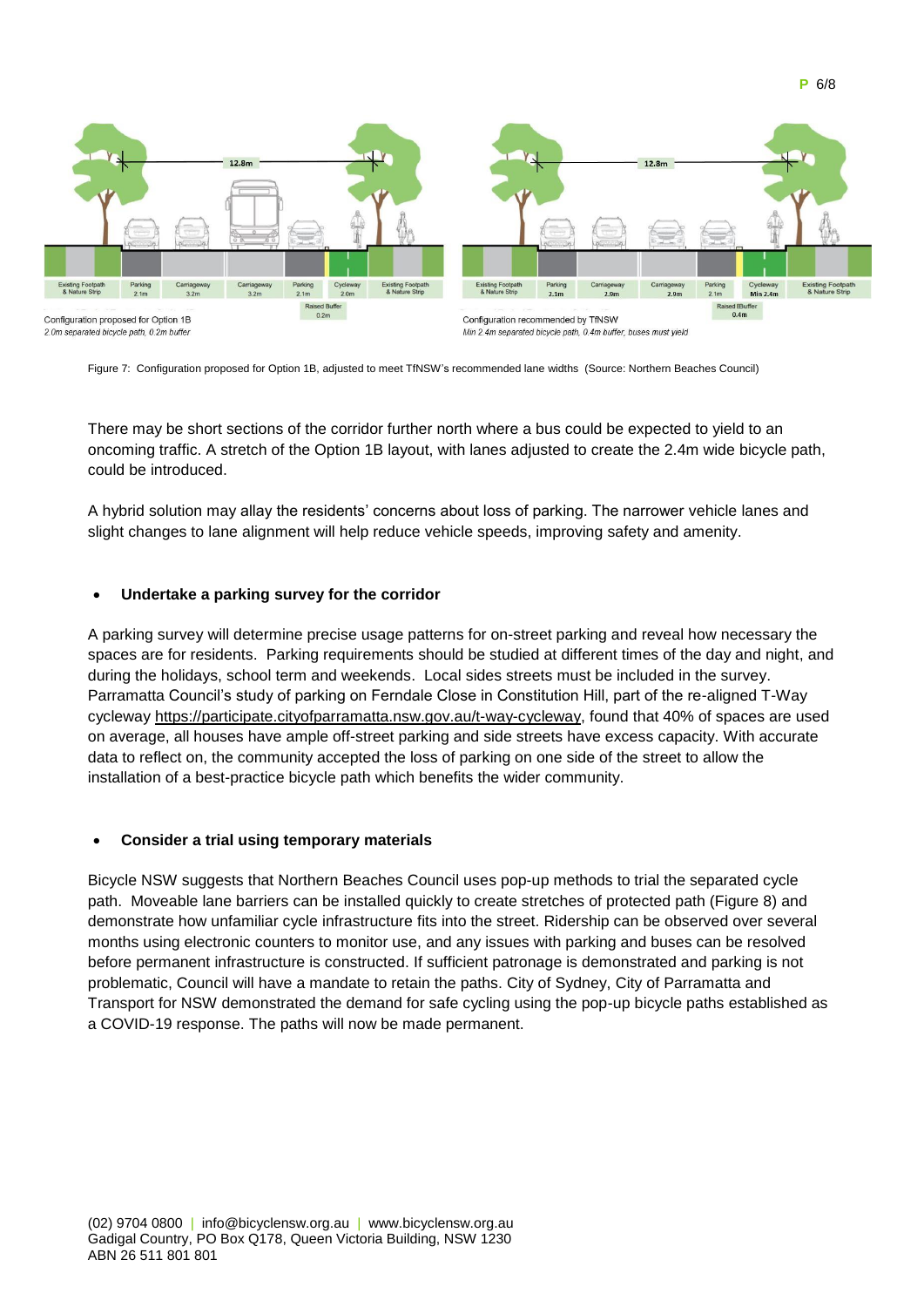Figure 7: Configuration proposed for Option 1B, adjusted to meet TfNSW's recommended lane widths (Source: Northern Beaches Council)

There may be short sections of the corridor further north where a bus could be expected to yield to an oncoming traffic. A stretch of the Option 1B layout, with lanes adjusted to create the 2.4m wide bicycle path, could be introduced.

A hybrid solution may allay the residents' concerns about loss of parking. The narrower vehicle lanes and slight changes to lane alignment will help reduce vehicle speeds, improving safety and amenity.

- **Undertake a parking survey for the corridor**

A parking survey will determine precise usage patterns for on-street parking and reveal how necessary the spaces are for residents. Parking requirements should be studied at different times of the day and night, and during the holidays, school term and weekends. Local sides streets must be included in the survey. Parramatta Council's study of parking on Ferndale Close in Constitution Hill, part of the re-aligned T-Way cycleway https://participate.cityofparramatta.nsw.gov.au/t-way-cycleway, found that 40% of spaces are used on average, all houses have ample off-street parking and side streets have excess capacity. With accurate data to reflect on, the community accepted the loss of parking on one side of the street to allow the installation of a best-practice bicycle path which benefits the wider community.

- **Consider a trial using temporary materials**

Bicycle NSW suggests that Northern Beaches Council uses pop-up methods to trial the separated cycle path. Moveable lane barriers can be installed quickly to create stretches of protected path (Figure 8) and demonstrate how unfamiliar cycle infrastructure fits into the street. Ridership can be observed over several months using electronic counters to monitor use, and any issues with parking and buses can be resolved before permanent infrastructure is constructed. If sufficient patronage is demonstrated and parking is not problematic, Council will have a mandate to retain the paths. City of Sydney, City of Parramatta and Transport for NSW demonstrated the demand for safe cycling using the pop-up bicycle paths established as a COVID-19 response. The paths will now be made permanent.

(02) 9704 0800 | info@bicyclensw.org.au | www.bicyclensw.org.au
Gadigal Country, PO Box Q178, Queen Victoria Building, NSW 1230
ABN 26 511 801 801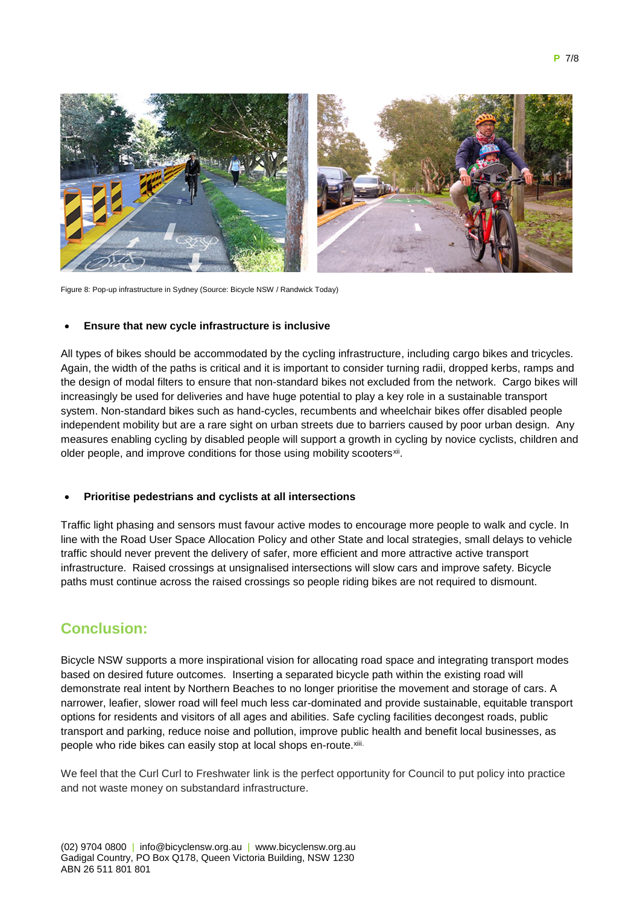Figure 8: Pop-up infrastructure in Sydney (Source: Bicycle NSW / Randwick Today)

- **Ensure that new cycle infrastructure is inclusive**

All types of bikes should be accommodated by the cycling infrastructure, including cargo bikes and tricycles. Again, the width of the paths is critical and it is important to consider turning radii, dropped kerbs, ramps and the design of modal filters to ensure that non-standard bikes not excluded from the network. Cargo bikes will increasingly be used for deliveries and have huge potential to play a key role in a sustainable transport system. Non-standard bikes such as hand-cycles, recumbents and wheelchair bikes offer disabled people independent mobility but are a rare sight on urban streets due to barriers caused by poor urban design. Any measures enabling cycling by disabled people will support a growth in cycling by novice cyclists, children and older people, and improve conditions for those using mobility scooters[xii].

- **Prioritise pedestrians and cyclists at all intersections**

Traffic light phasing and sensors must favour active modes to encourage more people to walk and cycle. In line with the Road User Space Allocation Policy and other State and local strategies, small delays to vehicle traffic should never prevent the delivery of safer, more efficient and more attractive active transport infrastructure. Raised crossings at unsignalised intersections will slow cars and improve safety. Bicycle paths must continue across the raised crossings so people riding bikes are not required to dismount.

## Conclusion:

Bicycle NSW supports a more inspirational vision for allocating road space and integrating transport modes based on desired future outcomes. Inserting a separated bicycle path within the existing road will demonstrate real intent by Northern Beaches to no longer prioritise the movement and storage of cars. A narrower, leafier, slower road will feel much less car-dominated and provide sustainable, equitable transport options for residents and visitors of all ages and abilities. Safe cycling facilities decongest roads, public transport and parking, reduce noise and pollution, improve public health and benefit local businesses, as people who ride bikes can easily stop at local shops en-route.[xiii]

We feel that the Curl Curl to Freshwater link is the perfect opportunity for Council to put policy into practice and not waste money on substandard infrastructure.

(02) 9704 0800 | info@bicyclensw.org.au | www.bicyclensw.org.au
Gadigal Country, PO Box Q178, Queen Victoria Building, NSW 1230
ABN 26 511 801 801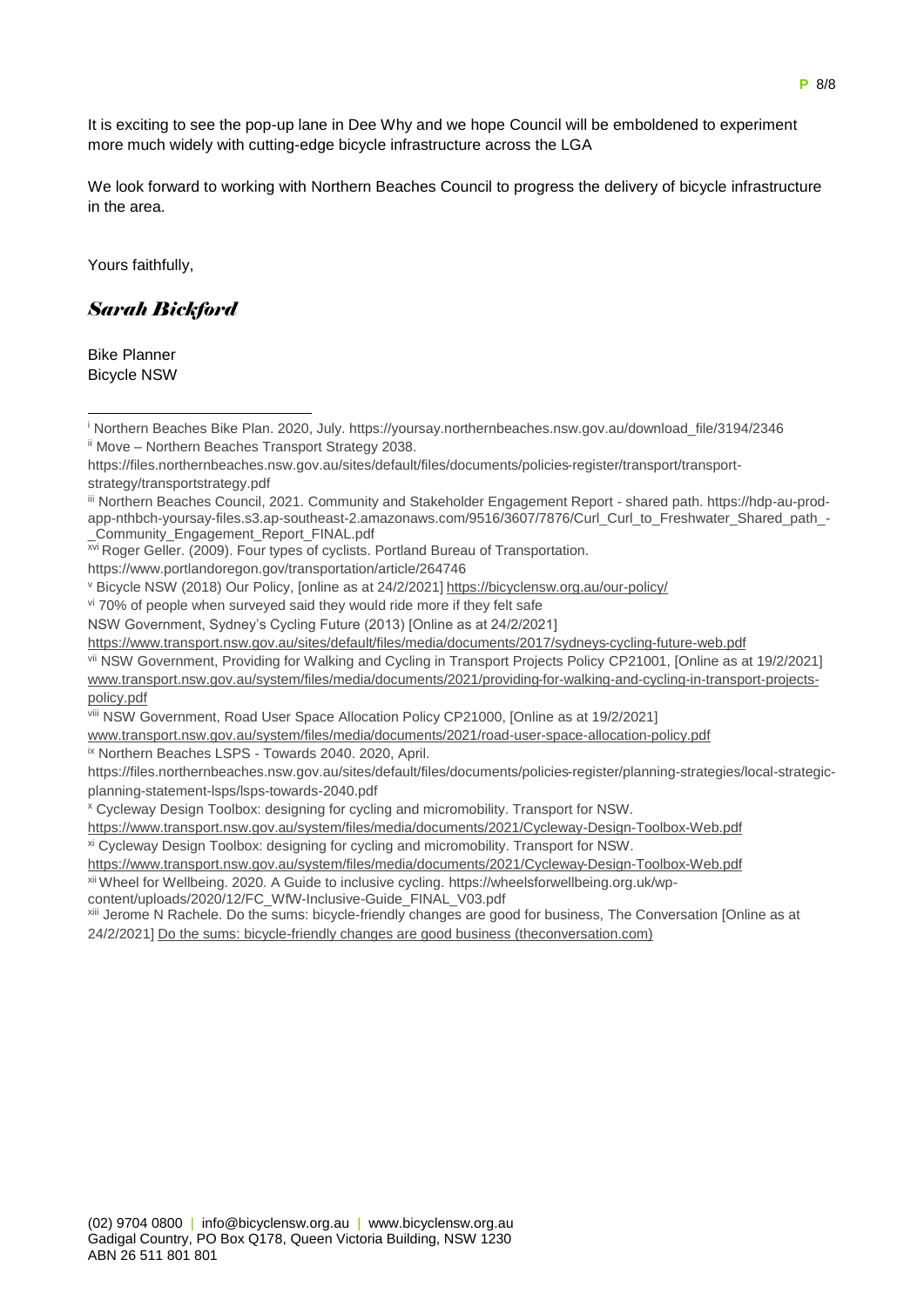It is exciting to see the pop-up lane in Dee Why and we hope Council will be emboldened to experiment more much widely with cutting-edge bicycle infrastructure across the LGA

We look forward to working with Northern Beaches Council to progress the delivery of bicycle infrastructure in the area.

Yours faithfully,

*Sarah Bickford*

Bike Planner
Bicycle NSW

---

[i] Northern Beaches Bike Plan. 2020, July. https://yoursay.northernbeaches.nsw.gov.au/download_file/3194/2346

[ii] Move – Northern Beaches Transport Strategy 2038. https://files.northernbeaches.nsw.gov.au/sites/default/files/documents/policies-register/transport/transport-strategy/transportstrategy.pdf

[iii] Northern Beaches Council, 2021. Community and Stakeholder Engagement Report - shared path. https://hdp-au-prod-app-nthbch-yoursay-files.s3.ap-southeast-2.amazonaws.com/9516/3607/7876/Curl_Curl_to_Freshwater_Shared_path_-_Community_Engagement_Report_FINAL.pdf

[xvi] Roger Geller. (2009). Four types of cyclists. Portland Bureau of Transportation. https://www.portlandoregon.gov/transportation/article/264746

[v] Bicycle NSW (2018) Our Policy, [online as at 24/2/2021] https://bicyclensw.org.au/our-policy/

[vi] 70% of people when surveyed said they would ride more if they felt safe NSW Government, Sydney's Cycling Future (2013) [Online as at 24/2/2021] https://www.transport.nsw.gov.au/sites/default/files/media/documents/2017/sydneys-cycling-future-web.pdf

[vii] NSW Government, Providing for Walking and Cycling in Transport Projects Policy CP21001, [Online as at 19/2/2021] www.transport.nsw.gov.au/system/files/media/documents/2021/providing-for-walking-and-cycling-in-transport-projects-policy.pdf

[viii] NSW Government, Road User Space Allocation Policy CP21000, [Online as at 19/2/2021] www.transport.nsw.gov.au/system/files/media/documents/2021/road-user-space-allocation-policy.pdf

[ix] Northern Beaches LSPS - Towards 2040. 2020, April. https://files.northernbeaches.nsw.gov.au/sites/default/files/documents/policies-register/planning-strategies/local-strategic-planning-statement-lsps/lsps-towards-2040.pdf

[x] Cycleway Design Toolbox: designing for cycling and micromobility. Transport for NSW. https://www.transport.nsw.gov.au/system/files/media/documents/2021/Cycleway-Design-Toolbox-Web.pdf

[xi] Cycleway Design Toolbox: designing for cycling and micromobility. Transport for NSW. https://www.transport.nsw.gov.au/system/files/media/documents/2021/Cycleway-Design-Toolbox-Web.pdf

[xii] Wheel for Wellbeing. 2020. A Guide to inclusive cycling. https://wheelsforwellbeing.org.uk/wp-content/uploads/2020/12/FC_WfW-Inclusive-Guide_FINAL_V03.pdf

[xiii] Jerome N Rachele. Do the sums: bicycle-friendly changes are good for business, The Conversation [Online as at 24/2/2021] Do the sums: bicycle-friendly changes are good business (theconversation.com)

(02) 9704 0800 | info@bicyclensw.org.au | www.bicyclensw.org.au
Gadigal Country, PO Box Q178, Queen Victoria Building, NSW 1230
ABN 26 511 801 801